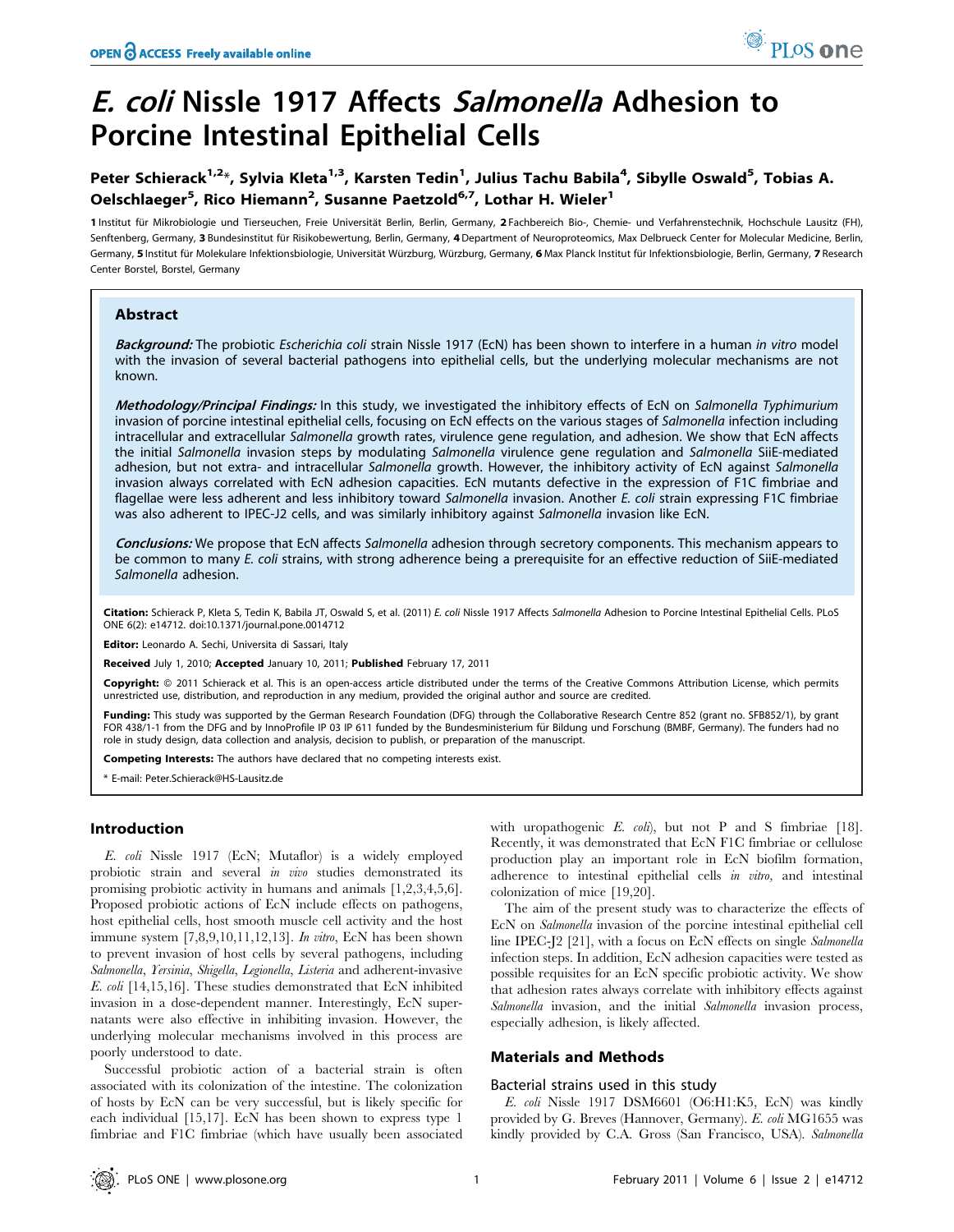# *E. coli* Nissle 1917 Affects *Salmonella* Adhesion to Porcine Intestinal Epithelial Cells

**Peter Schierack[1,2]\*, Sylvia Kleta[1,3], Karsten Tedin[1], Julius Tachu Babila[4], Sibylle Oswald[5], Tobias A. Oelschlaeger[5], Rico Hiemann[2], Susanne Paetzold[6,7], Lothar H. Wieler[1]**

**1** Institut für Mikrobiologie und Tierseuchen, Freie Universität Berlin, Berlin, Germany, **2** Fachbereich Bio-, Chemie- und Verfahrenstechnik, Hochschule Lausitz (FH), Senftenberg, Germany, **3** Bundesinstitut für Risikobewertung, Berlin, Germany, **4** Department of Neuroproteomics, Max Delbrueck Center for Molecular Medicine, Berlin, Germany, **5** Institut für Molekulare Infektionsbiologie, Universität Würzburg, Würzburg, Germany, **6** Max Planck Institut für Infektionsbiologie, Berlin, Germany, **7** Research Center Borstel, Borstel, Germany

## Abstract

***Background:*** The probiotic *Escherichia coli* strain Nissle 1917 (EcN) has been shown to interfere in a human *in vitro* model with the invasion of several bacterial pathogens into epithelial cells, but the underlying molecular mechanisms are not known.

***Methodology/Principal Findings:*** In this study, we investigated the inhibitory effects of EcN on *Salmonella Typhimurium* invasion of porcine intestinal epithelial cells, focusing on EcN effects on the various stages of *Salmonella* infection including intracellular and extracellular *Salmonella* growth rates, virulence gene regulation, and adhesion. We show that EcN affects the initial *Salmonella* invasion steps by modulating *Salmonella* virulence gene regulation and *Salmonella* SiiE-mediated adhesion, but not extra- and intracellular *Salmonella* growth. However, the inhibitory activity of EcN against *Salmonella* invasion always correlated with EcN adhesion capacities. EcN mutants defective in the expression of F1C fimbriae and flagellae were less adherent and less inhibitory toward *Salmonella* invasion. Another *E. coli* strain expressing F1C fimbriae was also adherent to IPEC-J2 cells, and was similarly inhibitory against *Salmonella* invasion like EcN.

***Conclusions:*** We propose that EcN affects *Salmonella* adhesion through secretory components. This mechanism appears to be common to many *E. coli* strains, with strong adherence being a prerequisite for an effective reduction of SiiE-mediated *Salmonella* adhesion.

**Citation:** Schierack P, Kleta S, Tedin K, Babila JT, Oswald S, et al. (2011) *E. coli* Nissle 1917 Affects *Salmonella* Adhesion to Porcine Intestinal Epithelial Cells. PLoS ONE 6(2): e14712. doi:10.1371/journal.pone.0014712

**Editor:** Leonardo A. Sechi, Universita di Sassari, Italy

**Received** July 1, 2010; **Accepted** January 10, 2011; **Published** February 17, 2011

**Copyright:** © 2011 Schierack et al. This is an open-access article distributed under the terms of the Creative Commons Attribution License, which permits unrestricted use, distribution, and reproduction in any medium, provided the original author and source are credited.

**Funding:** This study was supported by the German Research Foundation (DFG) through the Collaborative Research Centre 852 (grant no. SFB852/1), by grant FOR 438/1-1 from the DFG and by InnoProfile IP 03 IP 611 funded by the Bundesministerium für Bildung und Forschung (BMBF, Germany). The funders had no role in study design, data collection and analysis, decision to publish, or preparation of the manuscript.

**Competing Interests:** The authors have declared that no competing interests exist.

\* E-mail: Peter.Schierack@HS-Lausitz.de

## Introduction

*E. coli* Nissle 1917 (EcN; Mutaflor) is a widely employed probiotic strain and several *in vivo* studies demonstrated its promising probiotic activity in humans and animals [1,2,3,4,5,6]. Proposed probiotic actions of EcN include effects on pathogens, host epithelial cells, host smooth muscle cell activity and the host immune system [7,8,9,10,11,12,13]. *In vitro*, EcN has been shown to prevent invasion of host cells by several pathogens, including *Salmonella*, *Yersinia*, *Shigella*, *Legionella*, *Listeria* and adherent-invasive *E. coli* [14,15,16]. These studies demonstrated that EcN inhibited invasion in a dose-dependent manner. Interestingly, EcN supernatants were also effective in inhibiting invasion. However, the underlying molecular mechanisms involved in this process are poorly understood to date.

Successful probiotic action of a bacterial strain is often associated with its colonization of the intestine. The colonization of hosts by EcN can be very successful, but is likely specific for each individual [15,17]. EcN has been shown to express type 1 fimbriae and F1C fimbriae (which have usually been associated with uropathogenic *E. coli*), but not P and S fimbriae [18]. Recently, it was demonstrated that EcN F1C fimbriae or cellulose production play an important role in EcN biofilm formation, adherence to intestinal epithelial cells *in vitro*, and intestinal colonization of mice [19,20].

The aim of the present study was to characterize the effects of EcN on *Salmonella* invasion of the porcine intestinal epithelial cell line IPEC-J2 [21], with a focus on EcN effects on single *Salmonella* infection steps. In addition, EcN adhesion capacities were tested as possible requisites for an EcN specific probiotic activity. We show that adhesion rates always correlate with inhibitory effects against *Salmonella* invasion, and the initial *Salmonella* invasion process, especially adhesion, is likely affected.

## Materials and Methods

### Bacterial strains used in this study

*E. coli* Nissle 1917 DSM6601 (O6:H1:K5, EcN) was kindly provided by G. Breves (Hannover, Germany). *E. coli* MG1655 was kindly provided by C.A. Gross (San Francisco, USA). *Salmonella*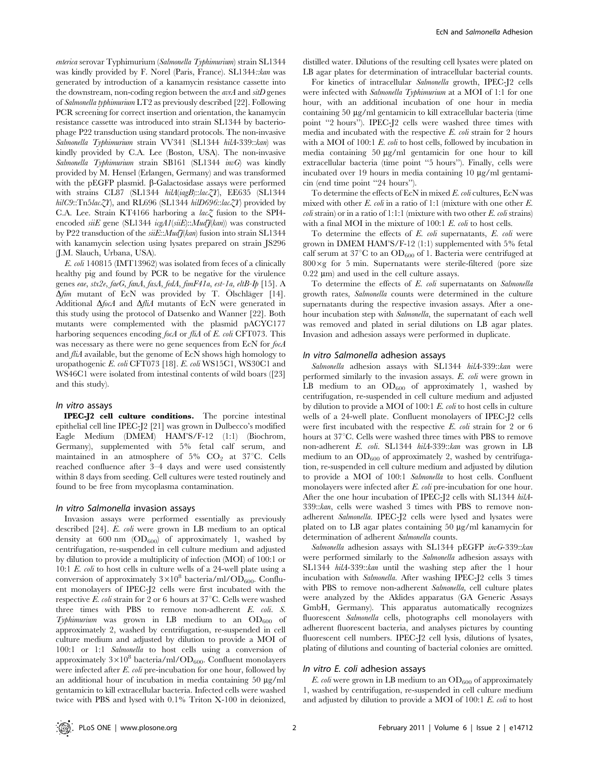*enterica* serovar Typhimurium (*Salmonella Typhimurium*) strain SL1344 was kindly provided by F. Norel (Paris, France). SL1344::*kan* was generated by introduction of a kanamycin resistance cassette into the downstream, non-coding region between the *avrA* and *sitD* genes of *Salmonella typhimurium* LT2 as previously described [22]. Following PCR screening for correct insertion and orientation, the kanamycin resistance cassette was introduced into strain SL1344 by bacteriophage P22 transduction using standard protocols. The non-invasive *Salmonella Typhimurium* strain VV341 (SL1344 *hilA*-339::*kan*) was kindly provided by C.A. Lee (Boston, USA). The non-invasive *Salmonella Typhimurium* strain SB161 (SL1344 *invG*) was kindly provided by M. Hensel (Erlangen, Germany) and was transformed with the pEGFP plasmid. β-Galactosidase assays were performed with strains CL87 (SL1344 *hilA*(*iagB*)::*lacZY*), EE635 (SL1344 *hilC9*::Tn5*lacZY*), and RL696 (SL1344 *hilD696*::*lacZY*) provided by C.A. Lee. Strain KT4166 harboring a *lacZ* fusion to the SPI4-encoded *siiE* gene (SL1344 *icgA1*(*siiE*)::*MudJ*(*kan*)) was constructed by P22 transduction of the *siiE*::*MudJ*(*kan*) fusion into strain SL1344 with kanamycin selection using lysates prepared on strain JS296 (J.M. Slauch, Urbana, USA).

*E. coli* 140815 (IMT13962) was isolated from feces of a clinically healthy pig and found by PCR to be negative for the virulence genes *eae*, *stx2e*, *faeG*, *fanA*, *fasA*, *fedA*, *fimF41a*, *est-1a*, *eltB-Ip* [15]. A Δ*fim* mutant of EcN was provided by T. Ölschläger [14]. Additional Δ*focA* and Δ*fliA* mutants of EcN were generated in this study using the protocol of Datsenko and Wanner [22]. Both mutants were complemented with the plasmid pACYC177 harboring sequences encoding *focA* or *fliA* of *E. coli* CFT073. This was necessary as there were no gene sequences from EcN for *focA* and *fliA* available, but the genome of EcN shows high homology to uropathogenic *E. coli* CFT073 [18]. *E. coli* WS15C1, WS30C1 and WS46C1 were isolated from intestinal contents of wild boars ([23] and this study).

### *In vitro* assays

**IPEC-J2 cell culture conditions.** The porcine intestinal epithelial cell line IPEC-J2 [21] was grown in Dulbecco's modified Eagle Medium (DMEM) HAM'S/F-12 (1:1) (Biochrom, Germany), supplemented with 5% fetal calf serum, and maintained in an atmosphere of 5% $CO_2$ at 37°C. Cells reached confluence after 3–4 days and were used consistently within 8 days from seeding. Cell cultures were tested routinely and found to be free from mycoplasma contamination.

### *In vitro Salmonella* invasion assays

Invasion assays were performed essentially as previously described [24]. *E. coli* were grown in LB medium to an optical density at 600 nm ($OD_{600}$) of approximately 1, washed by centrifugation, re-suspended in cell culture medium and adjusted by dilution to provide a multiplicity of infection (MOI) of 100:1 or 10:1 *E. coli* to host cells in culture wells of a 24-well plate using a conversion of approximately $3\times10^8$ bacteria/ml/$OD_{600}$. Confluent monolayers of IPEC-J2 cells were first incubated with the respective *E. coli* strain for 2 or 6 hours at 37°C. Cells were washed three times with PBS to remove non-adherent *E. coli*. *S. Typhimurium* was grown in LB medium to an $OD_{600}$ of approximately 2, washed by centrifugation, re-suspended in cell culture medium and adjusted by dilution to provide a MOI of 100:1 or 1:1 *Salmonella* to host cells using a conversion of approximately $3\times10^8$ bacteria/ml/$OD_{600}$. Confluent monolayers were infected after *E. coli* pre-incubation for one hour, followed by an additional hour of incubation in media containing 50 µg/ml gentamicin to kill extracellular bacteria. Infected cells were washed twice with PBS and lysed with 0.1% Triton X-100 in deionized, distilled water. Dilutions of the resulting cell lysates were plated on LB agar plates for determination of intracellular bacterial counts.

For kinetics of intracellular *Salmonella* growth, IPEC-J2 cells were infected with *Salmonella Typhimurium* at a MOI of 1:1 for one hour, with an additional incubation of one hour in media containing 50 µg/ml gentamicin to kill extracellular bacteria (time point "2 hours"). IPEC-J2 cells were washed three times with media and incubated with the respective *E. coli* strain for 2 hours with a MOI of 100:1 *E. coli* to host cells, followed by incubation in media containing 50 µg/ml gentamicin for one hour to kill extracellular bacteria (time point "5 hours"). Finally, cells were incubated over 19 hours in media containing 10 µg/ml gentamicin (end time point "24 hours").

To determine the effects of EcN in mixed *E. coli* cultures, EcN was mixed with other *E. coli* in a ratio of 1:1 (mixture with one other *E. coli* strain) or in a ratio of 1:1:1 (mixture with two other *E. coli* strains) with a final MOI in the mixture of 100:1 *E. coli* to host cells.

To determine the effects of *E. coli* supernatants, *E. coli* were grown in DMEM HAM'S/F-12 (1:1) supplemented with 5% fetal calf serum at 37°C to an $OD_{600}$ of 1. Bacteria were centrifuged at 800×g for 5 min. Supernatants were sterile-filtered (pore size 0.22 µm) and used in the cell culture assays.

To determine the effects of *E. coli* supernatants on *Salmonella* growth rates, *Salmonella* counts were determined in the culture supernatants during the respective invasion assays. After a one-hour incubation step with *Salmonella*, the supernatant of each well was removed and plated in serial dilutions on LB agar plates. Invasion and adhesion assays were performed in duplicate.

### *In vitro Salmonella* adhesion assays

*Salmonella* adhesion assays with SL1344 *hilA*-339::*kan* were performed similarly to the invasion assays. *E. coli* were grown in LB medium to an $OD_{600}$ of approximately 1, washed by centrifugation, re-suspended in cell culture medium and adjusted by dilution to provide a MOI of 100:1 *E. coli* to host cells in culture wells of a 24-well plate. Confluent monolayers of IPEC-J2 cells were first incubated with the respective *E. coli* strain for 2 or 6 hours at 37°C. Cells were washed three times with PBS to remove non-adherent *E. coli*. SL1344 *hilA*-339::*kan* was grown in LB medium to an $OD_{600}$ of approximately 2, washed by centrifugation, re-suspended in cell culture medium and adjusted by dilution to provide a MOI of 100:1 *Salmonella* to host cells. Confluent monolayers were infected after *E. coli* pre-incubation for one hour. After the one hour incubation of IPEC-J2 cells with SL1344 *hilA*-339::*kan*, cells were washed 3 times with PBS to remove non-adherent *Salmonella*. IPEC-J2 cells were lysed and lysates were plated on to LB agar plates containing 50 µg/ml kanamycin for determination of adherent *Salmonella* counts.

*Salmonella* adhesion assays with SL1344 pEGFP *invG*-339::*kan* were performed similarly to the *Salmonella* adhesion assays with SL1344 *hilA*-339::*kan* until the washing step after the 1 hour incubation with *Salmonella*. After washing IPEC-J2 cells 3 times with PBS to remove non-adherent *Salmonella*, cell culture plates were analyzed by the Aklides apparatus (GA Generic Assays GmbH, Germany). This apparatus automatically recognizes fluorescent *Salmonella* cells, photographs cell monolayers with adherent fluorescent bacteria, and analyses pictures by counting fluorescent cell numbers. IPEC-J2 cell lysis, dilutions of lysates, plating of dilutions and counting of bacterial colonies are omitted.

### *In vitro E. coli* adhesion assays

*E. coli* were grown in LB medium to an $OD_{600}$ of approximately 1, washed by centrifugation, re-suspended in cell culture medium and adjusted by dilution to provide a MOI of 100:1 *E. coli* to host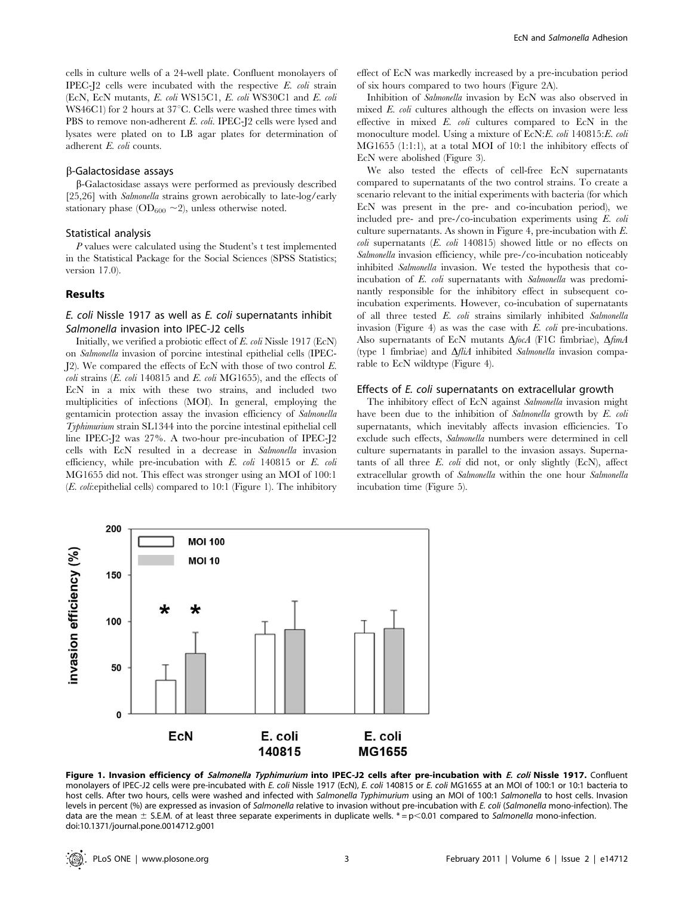cells in culture wells of a 24-well plate. Confluent monolayers of IPEC-J2 cells were incubated with the respective *E. coli* strain (EcN, EcN mutants, *E. coli* WS15C1, *E. coli* WS30C1 and *E. coli* WS46C1) for 2 hours at 37°C. Cells were washed three times with PBS to remove non-adherent *E. coli*. IPEC-J2 cells were lysed and lysates were plated on to LB agar plates for determination of adherent *E. coli* counts.

### β-Galactosidase assays

β-Galactosidase assays were performed as previously described [25,26] with *Salmonella* strains grown aerobically to late-log/early stationary phase ($OD_{600}$ ~2), unless otherwise noted.

### Statistical analysis

*P* values were calculated using the Student's t test implemented in the Statistical Package for the Social Sciences (SPSS Statistics; version 17.0).

## Results

### *E. coli* Nissle 1917 as well as *E. coli* supernatants inhibit *Salmonella* invasion into IPEC-J2 cells

Initially, we verified a probiotic effect of *E. coli* Nissle 1917 (EcN) on *Salmonella* invasion of porcine intestinal epithelial cells (IPEC-J2). We compared the effects of EcN with those of two control *E. coli* strains (*E. coli* 140815 and *E. coli* MG1655), and the effects of EcN in a mix with these two strains, and included two multiplicities of infections (MOI). In general, employing the gentamicin protection assay the invasion efficiency of *Salmonella Typhimurium* strain SL1344 into the porcine intestinal epithelial cell line IPEC-J2 was 27%. A two-hour pre-incubation of IPEC-J2 cells with EcN resulted in a decrease in *Salmonella* invasion efficiency, while pre-incubation with *E. coli* 140815 or *E. coli* MG1655 did not. This effect was stronger using an MOI of 100:1 (*E. coli*:epithelial cells) compared to 10:1 (Figure 1). The inhibitory effect of EcN was markedly increased by a pre-incubation period of six hours compared to two hours (Figure 2A).

Inhibition of *Salmonella* invasion by EcN was also observed in mixed *E. coli* cultures although the effects on invasion were less effective in mixed *E. coli* cultures compared to EcN in the monoculture model. Using a mixture of EcN:*E. coli* 140815:*E. coli* MG1655 (1:1:1), at a total MOI of 10:1 the inhibitory effects of EcN were abolished (Figure 3).

We also tested the effects of cell-free EcN supernatants compared to supernatants of the two control strains. To create a scenario relevant to the initial experiments with bacteria (for which EcN was present in the pre- and co-incubation period), we included pre- and pre-/co-incubation experiments using *E. coli* culture supernatants. As shown in Figure 4, pre-incubation with *E. coli* supernatants (*E. coli* 140815) showed little or no effects on *Salmonella* invasion efficiency, while pre-/co-incubation noticeably inhibited *Salmonella* invasion. We tested the hypothesis that co-incubation of *E. coli* supernatants with *Salmonella* was predominantly responsible for the inhibitory effect in subsequent co-incubation experiments. However, co-incubation of supernatants of all three tested *E. coli* strains similarly inhibited *Salmonella* invasion (Figure 4) as was the case with *E. coli* pre-incubations. Also supernatants of EcN mutants Δ*focA* (F1C fimbriae), Δ*fimA* (type 1 fimbriae) and Δ*fliA* inhibited *Salmonella* invasion comparable to EcN wildtype (Figure 4).

### Effects of *E. coli* supernatants on extracellular growth

The inhibitory effect of EcN against *Salmonella* invasion might have been due to the inhibition of *Salmonella* growth by *E. coli* supernatants, which inevitably affects invasion efficiencies. To exclude such effects, *Salmonella* numbers were determined in cell culture supernatants in parallel to the invasion assays. Supernatants of all three *E. coli* did not, or only slightly (EcN), affect extracellular growth of *Salmonella* within the one hour *Salmonella* incubation time (Figure 5).

**Figure 1. Invasion efficiency of *Salmonella Typhimurium* into IPEC-J2 cells after pre-incubation with *E. coli* Nissle 1917.** Confluent monolayers of IPEC-J2 cells were pre-incubated with *E. coli* Nissle 1917 (EcN), *E. coli* 140815 or *E. coli* MG1655 at an MOI of 100:1 or 10:1 bacteria to host cells. After two hours, cells were washed and infected with *Salmonella Typhimurium* using an MOI of 100:1 *Salmonella* to host cells. Invasion levels in percent (%) are expressed as invasion of *Salmonella* relative to invasion without pre-incubation with *E. coli* (*Salmonella* mono-infection). The data are the mean ± S.E.M. of at least three separate experiments in duplicate wells. * = $p<0.01$ compared to *Salmonella* mono-infection.
doi:10.1371/journal.pone.0014712.g001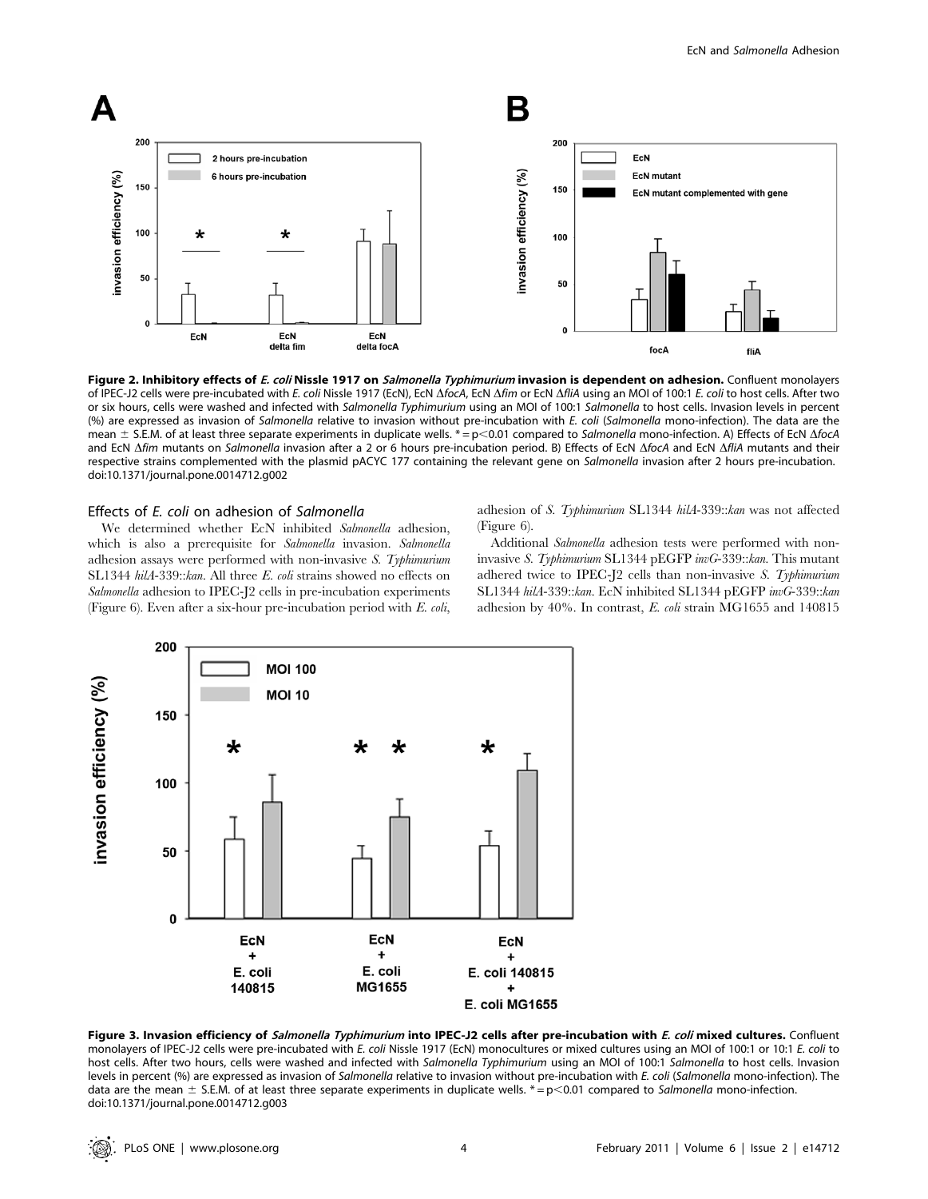**Figure 2. Inhibitory effects of *E. coli* Nissle 1917 on *Salmonella Typhimurium* invasion is dependent on adhesion.** Confluent monolayers of IPEC-J2 cells were pre-incubated with *E. coli* Nissle 1917 (EcN), EcN Δ*focA*, EcN Δ*fim* or EcN Δ*fliA* using an MOI of 100:1 *E. coli* to host cells. After two or six hours, cells were washed and infected with *Salmonella Typhimurium* using an MOI of 100:1 *Salmonella* to host cells. Invasion levels in percent (%) are expressed as invasion of *Salmonella* relative to invasion without pre-incubation with *E. coli* (*Salmonella* mono-infection). The data are the mean ± S.E.M. of at least three separate experiments in duplicate wells. * = p<0.01 compared to *Salmonella* mono-infection. A) Effects of EcN Δ*focA* and EcN Δ*fim* mutants on *Salmonella* invasion after a 2 or 6 hours pre-incubation period. B) Effects of EcN Δ*focA* and EcN Δ*fliA* mutants and their respective strains complemented with the plasmid pACYC 177 containing the relevant gene on *Salmonella* invasion after 2 hours pre-incubation.
doi:10.1371/journal.pone.0014712.g002

### Effects of *E. coli* on adhesion of *Salmonella*

We determined whether EcN inhibited *Salmonella* adhesion, which is also a prerequisite for *Salmonella* invasion. *Salmonella* adhesion assays were performed with non-invasive *S. Typhimurium* SL1344 *hilA*-339::*kan*. All three *E. coli* strains showed no effects on *Salmonella* adhesion to IPEC-J2 cells in pre-incubation experiments (Figure 6). Even after a six-hour pre-incubation period with *E. coli*, adhesion of *S. Typhimurium* SL1344 *hilA*-339::*kan* was not affected (Figure 6).

Additional *Salmonella* adhesion tests were performed with non-invasive *S. Typhimurium* SL1344 pEGFP *invG*-339::*kan*. This mutant adhered twice to IPEC-J2 cells than non-invasive *S. Typhimurium* SL1344 *hilA*-339::*kan*. EcN inhibited SL1344 pEGFP *invG*-339::*kan* adhesion by 40%. In contrast, *E. coli* strain MG1655 and 140815

**Figure 3. Invasion efficiency of *Salmonella Typhimurium* into IPEC-J2 cells after pre-incubation with *E. coli* mixed cultures.** Confluent monolayers of IPEC-J2 cells were pre-incubated with *E. coli* Nissle 1917 (EcN) monocultures or mixed cultures using an MOI of 100:1 or 10:1 *E. coli* to host cells. After two hours, cells were washed and infected with *Salmonella Typhimurium* using an MOI of 100:1 *Salmonella* to host cells. Invasion levels in percent (%) are expressed as invasion of *Salmonella* relative to invasion without pre-incubation with *E. coli* (*Salmonella* mono-infection). The data are the mean ± S.E.M. of at least three separate experiments in duplicate wells. * = p<0.01 compared to *Salmonella* mono-infection.
doi:10.1371/journal.pone.0014712.g003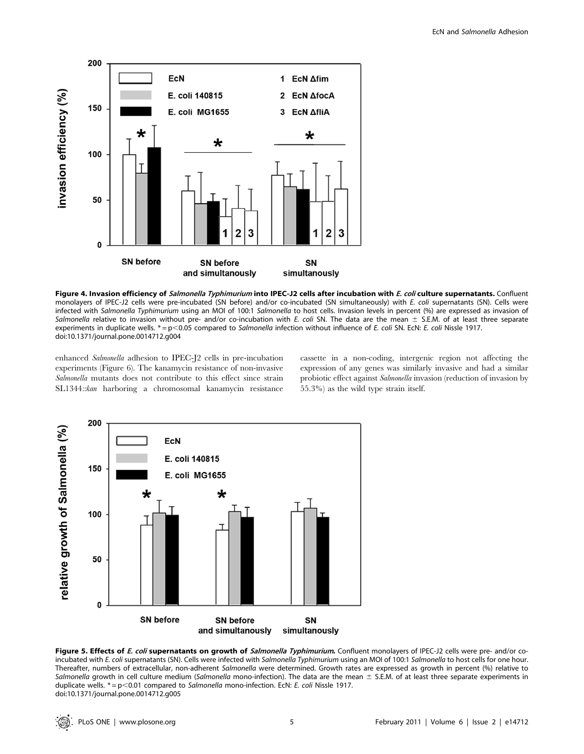**Figure 4. Invasion efficiency of *Salmonella Typhimurium* into IPEC-J2 cells after incubation with *E. coli* culture supernatants.** Confluent monolayers of IPEC-J2 cells were pre-incubated (SN before) and/or co-incubated (SN simultaneously) with *E. coli* supernatants (SN). Cells were infected with *Salmonella Typhimurium* using an MOI of 100:1 *Salmonella* to host cells. Invasion levels in percent (%) are expressed as invasion of *Salmonella* relative to invasion without pre- and/or co-incubation with *E. coli* SN. The data are the mean ± S.E.M. of at least three separate experiments in duplicate wells. * = $p<0.05$ compared to *Salmonella* infection without influence of *E. coli* SN. EcN: *E. coli* Nissle 1917.
doi:10.1371/journal.pone.0014712.g004

enhanced *Salmonella* adhesion to IPEC-J2 cells in pre-incubation experiments (Figure 6). The kanamycin resistance of non-invasive *Salmonella* mutants does not contribute to this effect since strain SL1344*::kan* harboring a chromosomal kanamycin resistance cassette in a non-coding, intergenic region not affecting the expression of any genes was similarly invasive and had a similar probiotic effect against *Salmonella* invasion (reduction of invasion by 55.3%) as the wild type strain itself.

**Figure 5. Effects of *E. coli* supernatants on growth of *Salmonella Typhimurium*.** Confluent monolayers of IPEC-J2 cells were pre- and/or co-incubated with *E. coli* supernatants (SN). Cells were infected with *Salmonella Typhimurium* using an MOI of 100:1 *Salmonella* to host cells for one hour. Thereafter, numbers of extracellular, non-adherent *Salmonella* were determined. Growth rates are expressed as growth in percent (%) relative to *Salmonella* growth in cell culture medium (*Salmonella* mono-infection). The data are the mean ± S.E.M. of at least three separate experiments in duplicate wells. * = $p<0.01$ compared to *Salmonella* mono-infection. EcN: *E. coli* Nissle 1917.
doi:10.1371/journal.pone.0014712.g005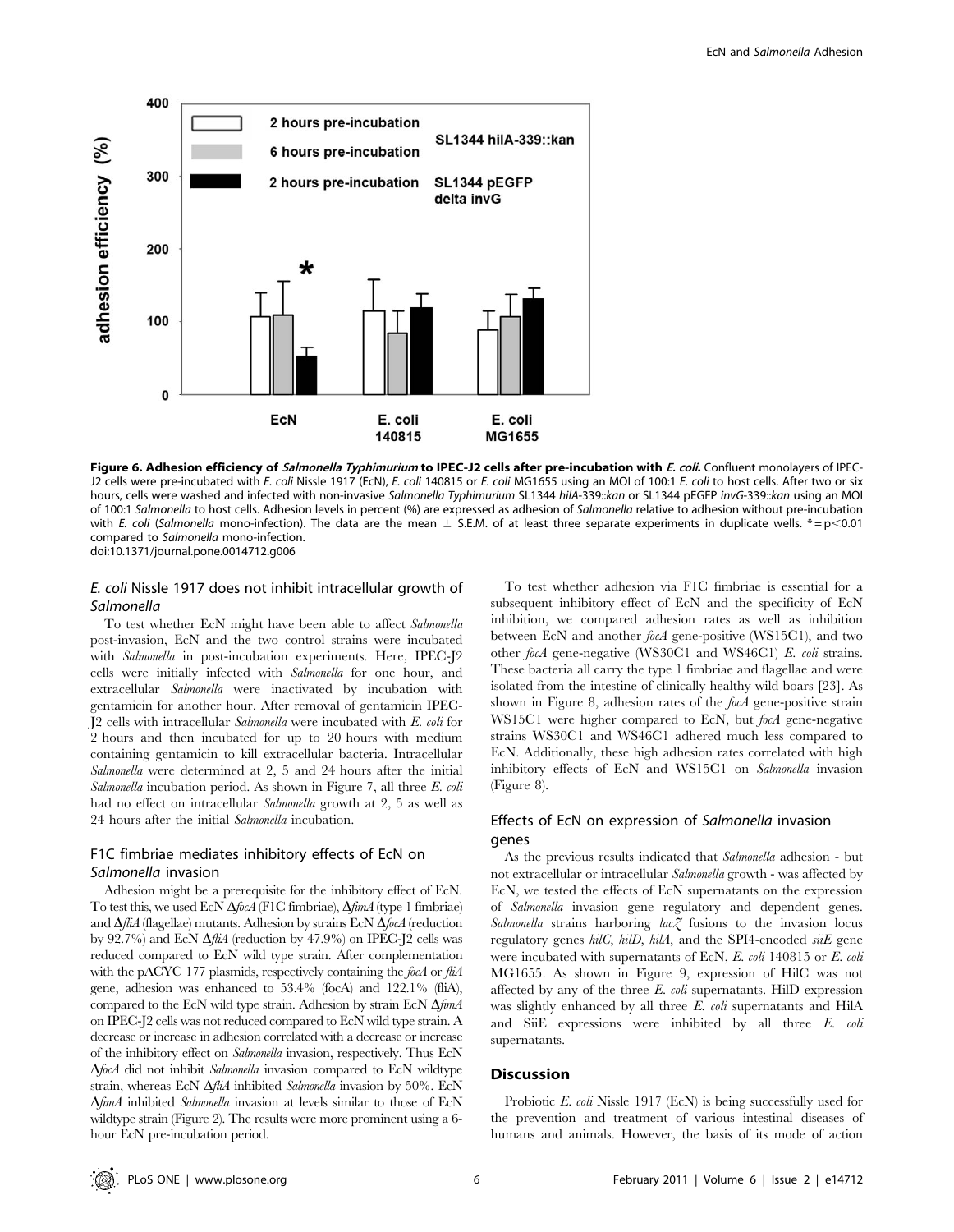**Figure 6. Adhesion efficiency of *Salmonella Typhimurium* to IPEC-J2 cells after pre-incubation with *E. coli*.** Confluent monolayers of IPEC-J2 cells were pre-incubated with *E. coli* Nissle 1917 (EcN), *E. coli* 140815 or *E. coli* MG1655 using an MOI of 100:1 *E. coli* to host cells. After two or six hours, cells were washed and infected with non-invasive *Salmonella Typhimurium* SL1344 *hilA*-339::*kan* or SL1344 pEGFP *invG*-339::*kan* using an MOI of 100:1 *Salmonella* to host cells. Adhesion levels in percent (%) are expressed as adhesion of *Salmonella* relative to adhesion without pre-incubation with *E. coli* (*Salmonella* mono-infection). The data are the mean ± S.E.M. of at least three separate experiments in duplicate wells. * = $p<0.01$ compared to *Salmonella* mono-infection.
doi:10.1371/journal.pone.0014712.g006

### *E. coli* Nissle 1917 does not inhibit intracellular growth of *Salmonella*

To test whether EcN might have been able to affect *Salmonella* post-invasion, EcN and the two control strains were incubated with *Salmonella* in post-incubation experiments. Here, IPEC-J2 cells were initially infected with *Salmonella* for one hour, and extracellular *Salmonella* were inactivated by incubation with gentamicin for another hour. After removal of gentamicin IPEC-J2 cells with intracellular *Salmonella* were incubated with *E. coli* for 2 hours and then incubated for up to 20 hours with medium containing gentamicin to kill extracellular bacteria. Intracellular *Salmonella* were determined at 2, 5 and 24 hours after the initial *Salmonella* incubation period. As shown in Figure 7, all three *E. coli* had no effect on intracellular *Salmonella* growth at 2, 5 as well as 24 hours after the initial *Salmonella* incubation.

### F1C fimbriae mediates inhibitory effects of EcN on *Salmonella* invasion

Adhesion might be a prerequisite for the inhibitory effect of EcN. To test this, we used EcN Δ*focA* (F1C fimbriae), Δ*fimA* (type 1 fimbriae) and Δ*fliA* (flagellae) mutants. Adhesion by strains EcN Δ*focA* (reduction by 92.7%) and EcN Δ*fliA* (reduction by 47.9%) on IPEC-J2 cells was reduced compared to EcN wild type strain. After complementation with the pACYC 177 plasmids, respectively containing the *focA* or *fliA* gene, adhesion was enhanced to 53.4% (focA) and 122.1% (fliA), compared to the EcN wild type strain. Adhesion by strain EcN Δ*fimA* on IPEC-J2 cells was not reduced compared to EcN wild type strain. A decrease or increase in adhesion correlated with a decrease or increase of the inhibitory effect on *Salmonella* invasion, respectively. Thus EcN Δ*focA* did not inhibit *Salmonella* invasion compared to EcN wildtype strain, whereas EcN Δ*fliA* inhibited *Salmonella* invasion by 50%. EcN Δ*fimA* inhibited *Salmonella* invasion at levels similar to those of EcN wildtype strain (Figure 2). The results were more prominent using a 6-hour EcN pre-incubation period.

To test whether adhesion via F1C fimbriae is essential for a subsequent inhibitory effect of EcN and the specificity of EcN inhibition, we compared adhesion rates as well as inhibition between EcN and another *focA* gene-positive (WS15C1), and two other *focA* gene-negative (WS30C1 and WS46C1) *E. coli* strains. These bacteria all carry the type 1 fimbriae and flagellae and were isolated from the intestine of clinically healthy wild boars [23]. As shown in Figure 8, adhesion rates of the *focA* gene-positive strain WS15C1 were higher compared to EcN, but *focA* gene-negative strains WS30C1 and WS46C1 adhered much less compared to EcN. Additionally, these high adhesion rates correlated with high inhibitory effects of EcN and WS15C1 on *Salmonella* invasion (Figure 8).

### Effects of EcN on expression of *Salmonella* invasion genes

As the previous results indicated that *Salmonella* adhesion - but not extracellular or intracellular *Salmonella* growth - was affected by EcN, we tested the effects of EcN supernatants on the expression of *Salmonella* invasion gene regulatory and dependent genes. *Salmonella* strains harboring *lacZ* fusions to the invasion locus regulatory genes *hilC*, *hilD*, *hilA*, and the SPI4-encoded *siiE* gene were incubated with supernatants of EcN, *E. coli* 140815 or *E. coli* MG1655. As shown in Figure 9, expression of HilC was not affected by any of the three *E. coli* supernatants. HilD expression was slightly enhanced by all three *E. coli* supernatants and HilA and SiiE expressions were inhibited by all three *E. coli* supernatants.

## Discussion

Probiotic *E. coli* Nissle 1917 (EcN) is being successfully used for the prevention and treatment of various intestinal diseases of humans and animals. However, the basis of its mode of action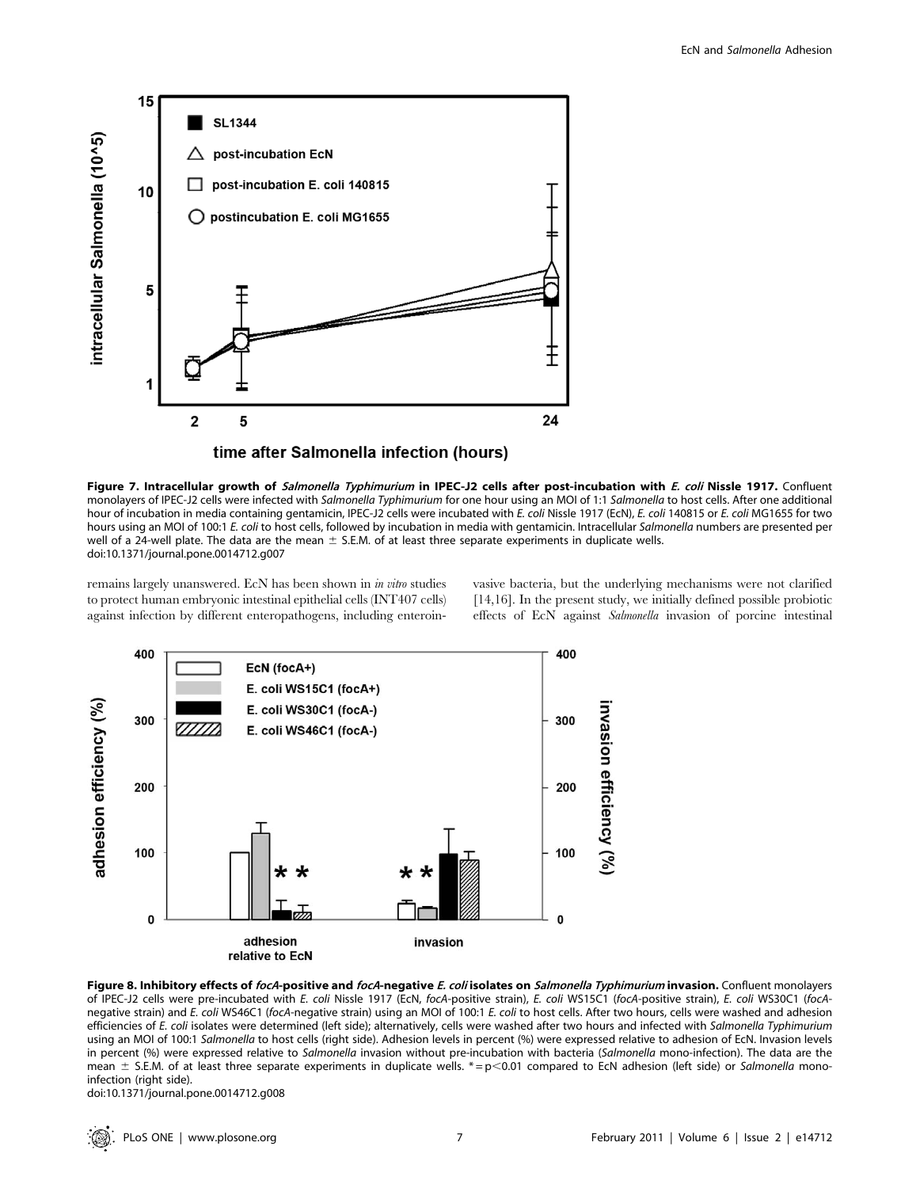**Figure 7. Intracellular growth of *Salmonella Typhimurium* in IPEC-J2 cells after post-incubation with *E. coli* Nissle 1917.** Confluent monolayers of IPEC-J2 cells were infected with *Salmonella Typhimurium* for one hour using an MOI of 1:1 *Salmonella* to host cells. After one additional hour of incubation in media containing gentamicin, IPEC-J2 cells were incubated with *E. coli* Nissle 1917 (EcN), *E. coli* 140815 or *E. coli* MG1655 for two hours using an MOI of 100:1 *E. coli* to host cells, followed by incubation in media with gentamicin. Intracellular *Salmonella* numbers are presented per well of a 24-well plate. The data are the mean ± S.E.M. of at least three separate experiments in duplicate wells.
doi:10.1371/journal.pone.0014712.g007

remains largely unanswered. EcN has been shown in *in vitro* studies to protect human embryonic intestinal epithelial cells (INT407 cells) against infection by different enteropathogens, including enteroinvasive bacteria, but the underlying mechanisms were not clarified [14,16]. In the present study, we initially defined possible probiotic effects of EcN against *Salmonella* invasion of porcine intestinal

**Figure 8. Inhibitory effects of *focA*-positive and *focA*-negative *E. coli* isolates on *Salmonella Typhimurium* invasion.** Confluent monolayers of IPEC-J2 cells were pre-incubated with *E. coli* Nissle 1917 (EcN, *focA*-positive strain), *E. coli* WS15C1 (*focA*-positive strain), *E. coli* WS30C1 (*focA*-negative strain) and *E. coli* WS46C1 (*focA*-negative strain) using an MOI of 100:1 *E. coli* to host cells. After two hours, cells were washed and adhesion efficiencies of *E. coli* isolates were determined (left side); alternatively, cells were washed after two hours and infected with *Salmonella Typhimurium* using an MOI of 100:1 *Salmonella* to host cells (right side). Adhesion levels in percent (%) were expressed relative to adhesion of EcN. Invasion levels in percent (%) were expressed relative to *Salmonella* invasion without pre-incubation with bacteria (*Salmonella* mono-infection). The data are the mean ± S.E.M. of at least three separate experiments in duplicate wells. * = $p<0.01$ compared to EcN adhesion (left side) or *Salmonella* mono-infection (right side).
doi:10.1371/journal.pone.0014712.g008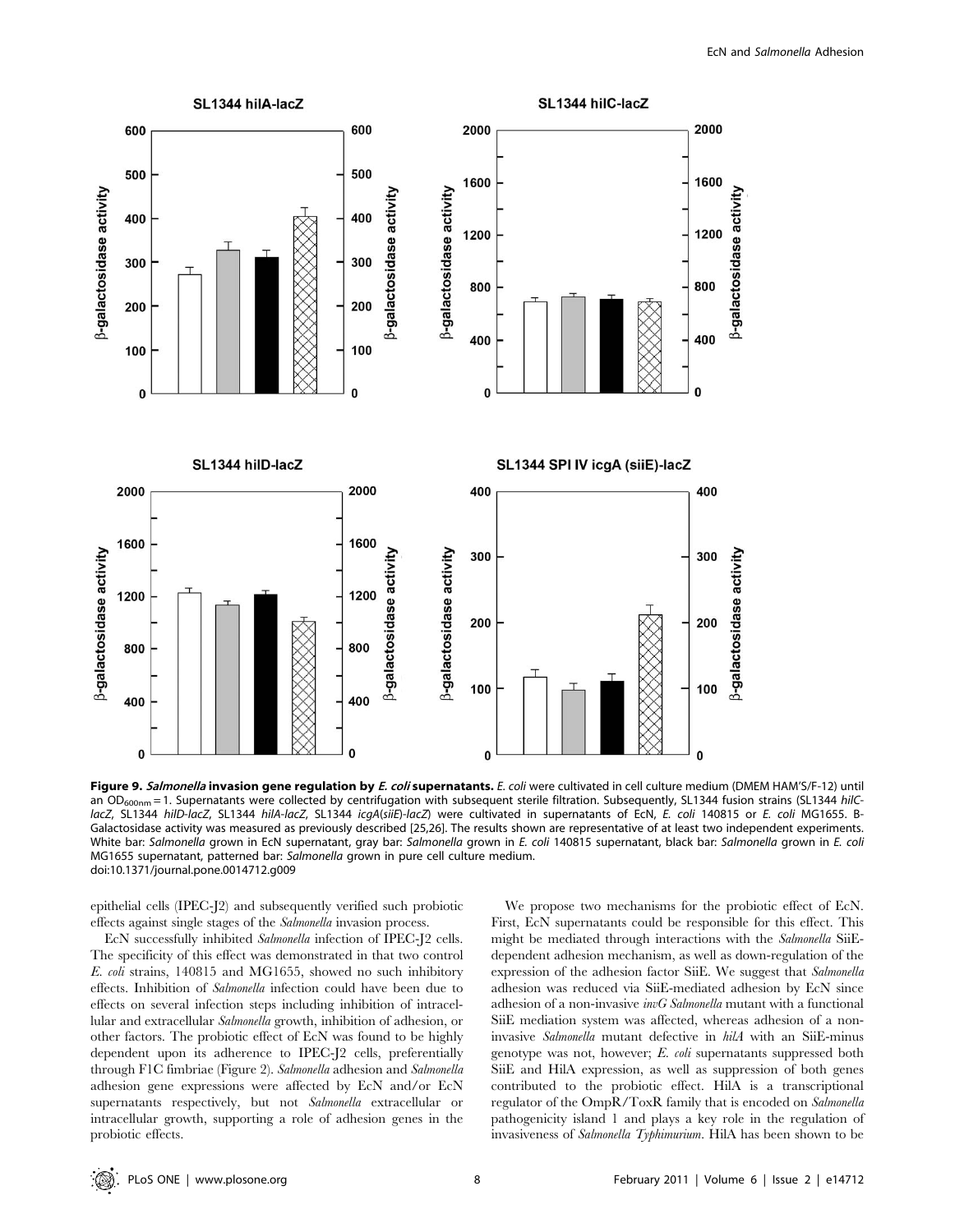**Figure 9. *Salmonella* invasion gene regulation by *E. coli* supernatants.** *E. coli* were cultivated in cell culture medium (DMEM HAM'S/F-12) until an $OD_{600nm} = 1$. Supernatants were collected by centrifugation with subsequent sterile filtration. Subsequently, SL1344 fusion strains (SL1344 *hilC-lacZ*, SL1344 *hilD-lacZ*, SL1344 *hilA-lacZ*, SL1344 *icgA*(*siiE*)*-lacZ*) were cultivated in supernatants of EcN, *E. coli* 140815 or *E. coli* MG1655. B-Galactosidase activity was measured as previously described [25,26]. The results shown are representative of at least two independent experiments. White bar: *Salmonella* grown in EcN supernatant, gray bar: *Salmonella* grown in *E. coli* 140815 supernatant, black bar: *Salmonella* grown in *E. coli* MG1655 supernatant, patterned bar: *Salmonella* grown in pure cell culture medium.
doi:10.1371/journal.pone.0014712.g009

epithelial cells (IPEC-J2) and subsequently verified such probiotic effects against single stages of the *Salmonella* invasion process.

EcN successfully inhibited *Salmonella* infection of IPEC-J2 cells. The specificity of this effect was demonstrated in that two control *E. coli* strains, 140815 and MG1655, showed no such inhibitory effects. Inhibition of *Salmonella* infection could have been due to effects on several infection steps including inhibition of intracellular and extracellular *Salmonella* growth, inhibition of adhesion, or other factors. The probiotic effect of EcN was found to be highly dependent upon its adherence to IPEC-J2 cells, preferentially through F1C fimbriae (Figure 2). *Salmonella* adhesion and *Salmonella* adhesion gene expressions were affected by EcN and/or EcN supernatants respectively, but not *Salmonella* extracellular or intracellular growth, supporting a role of adhesion genes in the probiotic effects.

We propose two mechanisms for the probiotic effect of EcN. First, EcN supernatants could be responsible for this effect. This might be mediated through interactions with the *Salmonella* SiiE-dependent adhesion mechanism, as well as down-regulation of the expression of the adhesion factor SiiE. We suggest that *Salmonella* adhesion was reduced via SiiE-mediated adhesion by EcN since adhesion of a non-invasive *invG Salmonella* mutant with a functional SiiE mediation system was affected, whereas adhesion of a non-invasive *Salmonella* mutant defective in *hilA* with an SiiE-minus genotype was not, however; *E. coli* supernatants suppressed both SiiE and HilA expression, as well as suppression of both genes contributed to the probiotic effect. HilA is a transcriptional regulator of the OmpR/ToxR family that is encoded on *Salmonella* pathogenicity island 1 and plays a key role in the regulation of invasiveness of *Salmonella Typhimurium*. HilA has been shown to be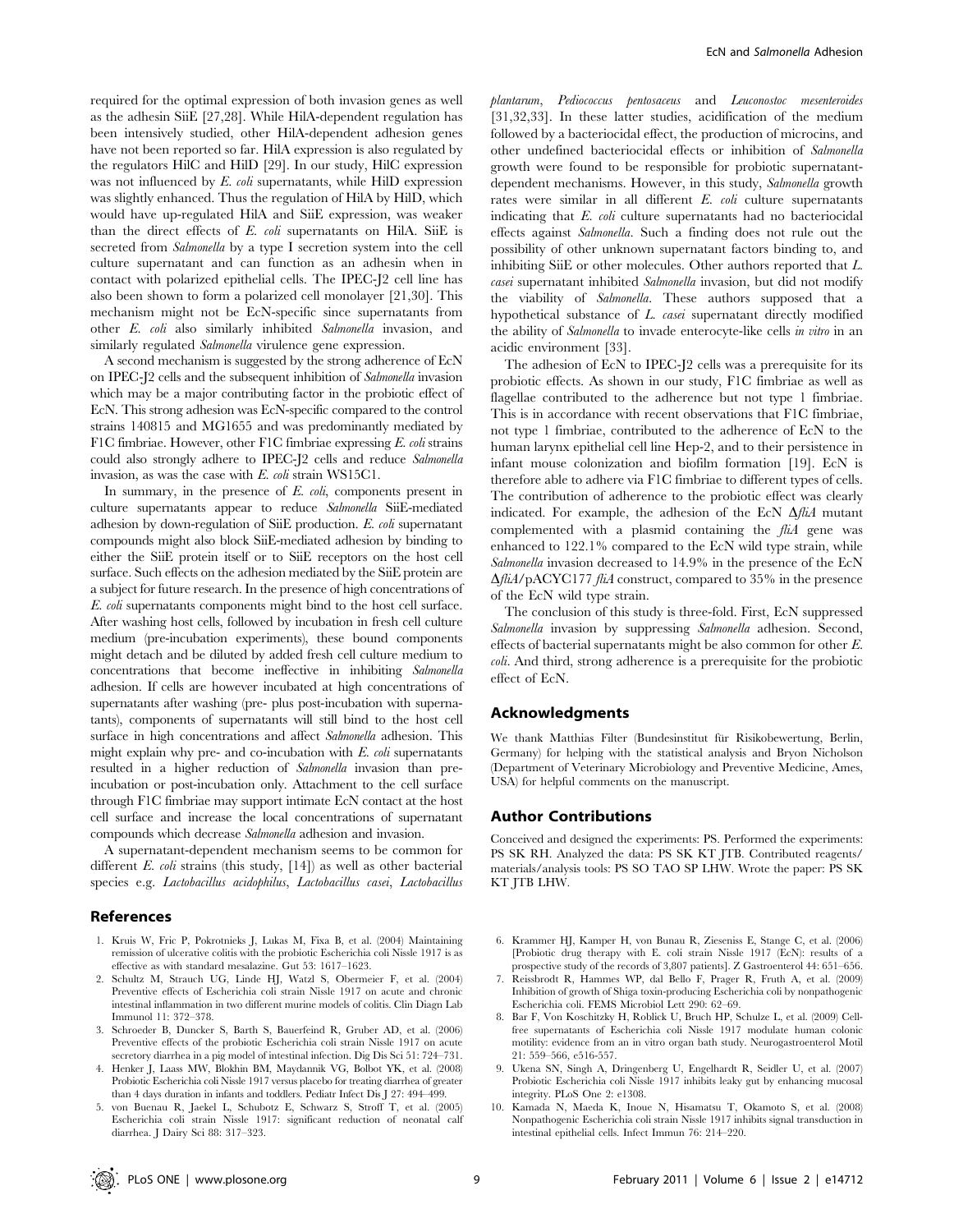required for the optimal expression of both invasion genes as well as the adhesin SiiE [27,28]. While HilA-dependent regulation has been intensively studied, other HilA-dependent adhesion genes have not been reported so far. HilA expression is also regulated by the regulators HilC and HilD [29]. In our study, HilC expression was not influenced by *E. coli* supernatants, while HilD expression was slightly enhanced. Thus the regulation of HilA by HilD, which would have up-regulated HilA and SiiE expression, was weaker than the direct effects of *E. coli* supernatants on HilA. SiiE is secreted from *Salmonella* by a type I secretion system into the cell culture supernatant and can function as an adhesin when in contact with polarized epithelial cells. The IPEC-J2 cell line has also been shown to form a polarized cell monolayer [21,30]. This mechanism might not be EcN-specific since supernatants from other *E. coli* also similarly inhibited *Salmonella* invasion, and similarly regulated *Salmonella* virulence gene expression.

A second mechanism is suggested by the strong adherence of EcN on IPEC-J2 cells and the subsequent inhibition of *Salmonella* invasion which may be a major contributing factor in the probiotic effect of EcN. This strong adhesion was EcN-specific compared to the control strains 140815 and MG1655 and was predominantly mediated by F1C fimbriae. However, other F1C fimbriae expressing *E. coli* strains could also strongly adhere to IPEC-J2 cells and reduce *Salmonella* invasion, as was the case with *E. coli* strain WS15C1.

In summary, in the presence of *E. coli*, components present in culture supernatants appear to reduce *Salmonella* SiiE-mediated adhesion by down-regulation of SiiE production. *E. coli* supernatant compounds might also block SiiE-mediated adhesion by binding to either the SiiE protein itself or to SiiE receptors on the host cell surface. Such effects on the adhesion mediated by the SiiE protein are a subject for future research. In the presence of high concentrations of *E. coli* supernatants components might bind to the host cell surface. After washing host cells, followed by incubation in fresh cell culture medium (pre-incubation experiments), these bound components might detach and be diluted by added fresh cell culture medium to concentrations that become ineffective in inhibiting *Salmonella* adhesion. If cells are however incubated at high concentrations of supernatants after washing (pre- plus post-incubation with supernatants), components of supernatants will still bind to the host cell surface in high concentrations and affect *Salmonella* adhesion. This might explain why pre- and co-incubation with *E. coli* supernatants resulted in a higher reduction of *Salmonella* invasion than pre-incubation or post-incubation only. Attachment to the cell surface through F1C fimbriae may support intimate EcN contact at the host cell surface and increase the local concentrations of supernatant compounds which decrease *Salmonella* adhesion and invasion.

A supernatant-dependent mechanism seems to be common for different *E. coli* strains (this study, [14]) as well as other bacterial species e.g. *Lactobacillus acidophilus*, *Lactobacillus casei*, *Lactobacillus plantarum*, *Pediococcus pentosaceus* and *Leuconostoc mesenteroides* [31,32,33]. In these latter studies, acidification of the medium followed by a bacteriocidal effect, the production of microcins, and other undefined bacteriocidal effects or inhibition of *Salmonella* growth were found to be responsible for probiotic supernatant-dependent mechanisms. However, in this study, *Salmonella* growth rates were similar in all different *E. coli* culture supernatants indicating that *E. coli* culture supernatants had no bacteriocidal effects against *Salmonella*. Such a finding does not rule out the possibility of other unknown supernatant factors binding to, and inhibiting SiiE or other molecules. Other authors reported that *L. casei* supernatant inhibited *Salmonella* invasion, but did not modify the viability of *Salmonella*. These authors supposed that a hypothetical substance of *L. casei* supernatant directly modified the ability of *Salmonella* to invade enterocyte-like cells *in vitro* in an acidic environment [33].

The adhesion of EcN to IPEC-J2 cells was a prerequisite for its probiotic effects. As shown in our study, F1C fimbriae as well as flagellae contributed to the adherence but not type 1 fimbriae. This is in accordance with recent observations that F1C fimbriae, not type 1 fimbriae, contributed to the adherence of EcN to the human larynx epithelial cell line Hep-2, and to their persistence in infant mouse colonization and biofilm formation [19]. EcN is therefore able to adhere via F1C fimbriae to different types of cells. The contribution of adherence to the probiotic effect was clearly indicated. For example, the adhesion of the EcN Δ*fliA* mutant complemented with a plasmid containing the *fliA* gene was enhanced to 122.1% compared to the EcN wild type strain, while *Salmonella* invasion decreased to 14.9% in the presence of the EcN Δ*fliA*/pACYC177 *fliA* construct, compared to 35% in the presence of the EcN wild type strain.

The conclusion of this study is three-fold. First, EcN suppressed *Salmonella* invasion by suppressing *Salmonella* adhesion. Second, effects of bacterial supernatants might be also common for other *E. coli*. And third, strong adherence is a prerequisite for the probiotic effect of EcN.

## Acknowledgments

We thank Matthias Filter (Bundesinstitut für Risikobewertung, Berlin, Germany) for helping with the statistical analysis and Bryon Nicholson (Department of Veterinary Microbiology and Preventive Medicine, Ames, USA) for helpful comments on the manuscript.

## Author Contributions

Conceived and designed the experiments: PS. Performed the experiments: PS SK RH. Analyzed the data: PS SK KT JTB. Contributed reagents/materials/analysis tools: PS SO TAO SP LHW. Wrote the paper: PS SK KT JTB LHW.

## References

1. Kruis W, Fric P, Pokrotnieks J, Lukas M, Fixa B, et al. (2004) Maintaining remission of ulcerative colitis with the probiotic Escherichia coli Nissle 1917 is as effective as with standard mesalazine. Gut 53: 1617–1623.
2. Schultz M, Strauch UG, Linde HJ, Watzl S, Obermeier F, et al. (2004) Preventive effects of Escherichia coli strain Nissle 1917 on acute and chronic intestinal inflammation in two different murine models of colitis. Clin Diagn Lab Immunol 11: 372–378.
3. Schroeder B, Duncker S, Barth S, Bauerfeind R, Gruber AD, et al. (2006) Preventive effects of the probiotic Escherichia coli strain Nissle 1917 on acute secretory diarrhea in a pig model of intestinal infection. Dig Dis Sci 51: 724–731.
4. Henker J, Laass MW, Blokhin BM, Maydannik VG, Bolbot YK, et al. (2008) Probiotic Escherichia coli Nissle 1917 versus placebo for treating diarrhea of greater than 4 days duration in infants and toddlers. Pediatr Infect Dis J 27: 494–499.
5. von Buenau R, Jaekel L, Schubotz E, Schwarz S, Stroff T, et al. (2005) Escherichia coli strain Nissle 1917: significant reduction of neonatal calf diarrhea. J Dairy Sci 88: 317–323.
6. Krammer HJ, Kamper H, von Bunau R, Zieseniss E, Stange C, et al. (2006) [Probiotic drug therapy with E. coli strain Nissle 1917 (EcN): results of a prospective study of the records of 3,807 patients]. Z Gastroenterol 44: 651–656.
7. Reissbrodt R, Hammes WP, dal Bello F, Prager R, Fruth A, et al. (2009) Inhibition of growth of Shiga toxin-producing Escherichia coli by nonpathogenic Escherichia coli. FEMS Microbiol Lett 290: 62–69.
8. Bar F, Von Koschitzky H, Roblick U, Bruch HP, Schulze L, et al. (2009) Cell-free supernatants of Escherichia coli Nissle 1917 modulate human colonic motility: evidence from an in vitro organ bath study. Neurogastroenterol Motil 21: 559–566, e516-557.
9. Ukena SN, Singh A, Dringenberg U, Engelhardt R, Seidler U, et al. (2007) Probiotic Escherichia coli Nissle 1917 inhibits leaky gut by enhancing mucosal integrity. PLoS One 2: e1308.
10. Kamada N, Maeda K, Inoue N, Hisamatsu T, Okamoto S, et al. (2008) Nonpathogenic Escherichia coli strain Nissle 1917 inhibits signal transduction in intestinal epithelial cells. Infect Immun 76: 214–220.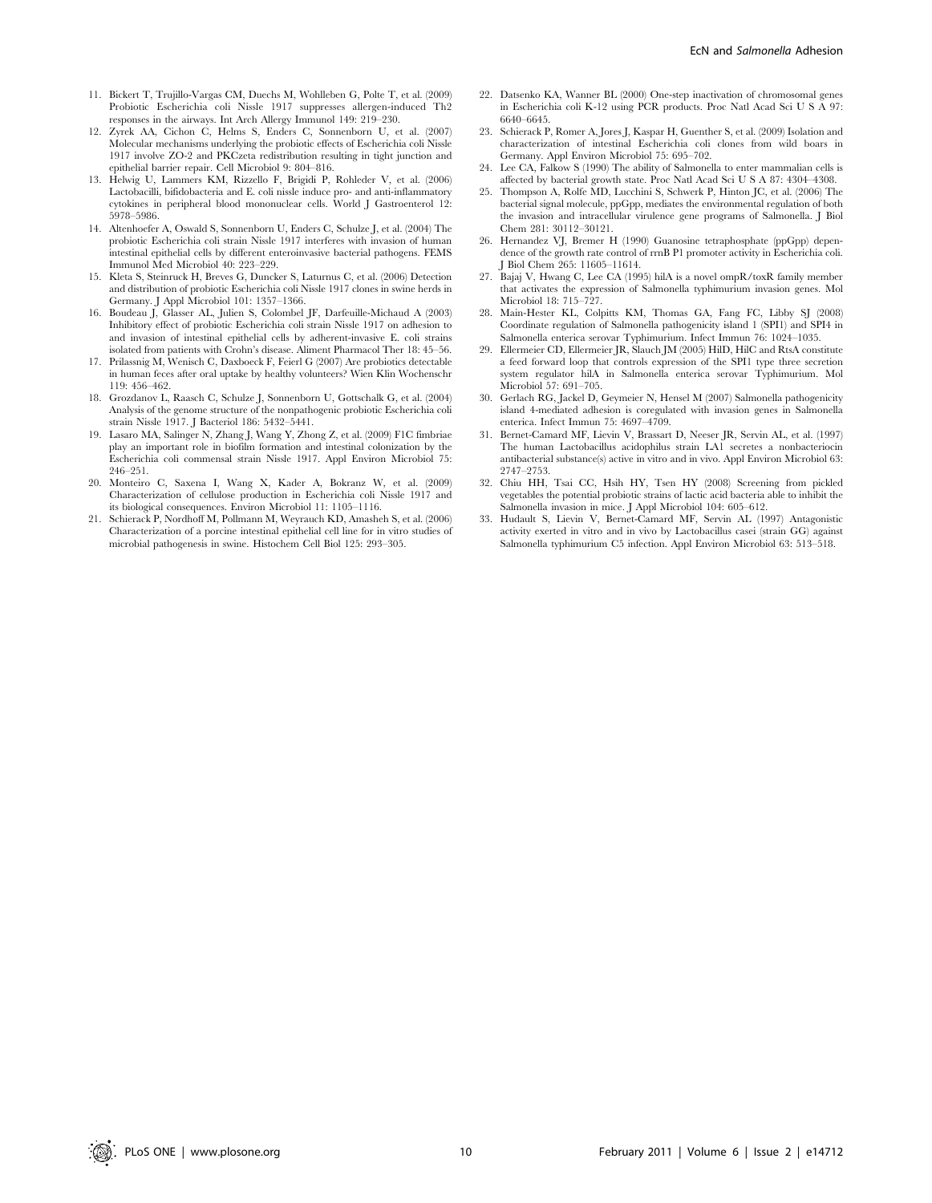11. Bickert T, Trujillo-Vargas CM, Duechs M, Wohlleben G, Polte T, et al. (2009) Probiotic Escherichia coli Nissle 1917 suppresses allergen-induced Th2 responses in the airways. Int Arch Allergy Immunol 149: 219–230.
12. Zyrek AA, Cichon C, Helms S, Enders C, Sonnenborn U, et al. (2007) Molecular mechanisms underlying the probiotic effects of Escherichia coli Nissle 1917 involve ZO-2 and PKCzeta redistribution resulting in tight junction and epithelial barrier repair. Cell Microbiol 9: 804–816.
13. Helwig U, Lammers KM, Rizzello F, Brigidi P, Rohleder V, et al. (2006) Lactobacilli, bifidobacteria and E. coli nissle induce pro- and anti-inflammatory cytokines in peripheral blood mononuclear cells. World J Gastroenterol 12: 5978–5986.
14. Altenhoefer A, Oswald S, Sonnenborn U, Enders C, Schulze J, et al. (2004) The probiotic Escherichia coli strain Nissle 1917 interferes with invasion of human intestinal epithelial cells by different enteroinvasive bacterial pathogens. FEMS Immunol Med Microbiol 40: 223–229.
15. Kleta S, Steinruck H, Breves G, Duncker S, Laturnus C, et al. (2006) Detection and distribution of probiotic Escherichia coli Nissle 1917 clones in swine herds in Germany. J Appl Microbiol 101: 1357–1366.
16. Boudeau J, Glasser AL, Julien S, Colombel JF, Darfeuille-Michaud A (2003) Inhibitory effect of probiotic Escherichia coli strain Nissle 1917 on adhesion to and invasion of intestinal epithelial cells by adherent-invasive E. coli strains isolated from patients with Crohn's disease. Aliment Pharmacol Ther 18: 45–56.
17. Prilassnig M, Wenisch C, Daxboeck F, Feierl G (2007) Are probiotics detectable in human feces after oral uptake by healthy volunteers? Wien Klin Wochenschr 119: 456–462.
18. Grozdanov L, Raasch C, Schulze J, Sonnenborn U, Gottschalk G, et al. (2004) Analysis of the genome structure of the nonpathogenic probiotic Escherichia coli strain Nissle 1917. J Bacteriol 186: 5432–5441.
19. Lasaro MA, Salinger N, Zhang J, Wang Y, Zhong Z, et al. (2009) F1C fimbriae play an important role in biofilm formation and intestinal colonization by the Escherichia coli commensal strain Nissle 1917. Appl Environ Microbiol 75: 246–251.
20. Monteiro C, Saxena I, Wang X, Kader A, Bokranz W, et al. (2009) Characterization of cellulose production in Escherichia coli Nissle 1917 and its biological consequences. Environ Microbiol 11: 1105–1116.
21. Schierack P, Nordhoff M, Pollmann M, Weyrauch KD, Amasheh S, et al. (2006) Characterization of a porcine intestinal epithelial cell line for in vitro studies of microbial pathogenesis in swine. Histochem Cell Biol 125: 293–305.
22. Datsenko KA, Wanner BL (2000) One-step inactivation of chromosomal genes in Escherichia coli K-12 using PCR products. Proc Natl Acad Sci U S A 97: 6640–6645.
23. Schierack P, Romer A, Jores J, Kaspar H, Guenther S, et al. (2009) Isolation and characterization of intestinal Escherichia coli clones from wild boars in Germany. Appl Environ Microbiol 75: 695–702.
24. Lee CA, Falkow S (1990) The ability of Salmonella to enter mammalian cells is affected by bacterial growth state. Proc Natl Acad Sci U S A 87: 4304–4308.
25. Thompson A, Rolfe MD, Lucchini S, Schwerk P, Hinton JC, et al. (2006) The bacterial signal molecule, ppGpp, mediates the environmental regulation of both the invasion and intracellular virulence gene programs of Salmonella. J Biol Chem 281: 30112–30121.
26. Hernandez VJ, Bremer H (1990) Guanosine tetraphosphate (ppGpp) dependence of the growth rate control of rrnB P1 promoter activity in Escherichia coli. J Biol Chem 265: 11605–11614.
27. Bajaj V, Hwang C, Lee CA (1995) hilA is a novel ompR/toxR family member that activates the expression of Salmonella typhimurium invasion genes. Mol Microbiol 18: 715–727.
28. Main-Hester KL, Colpitts KM, Thomas GA, Fang FC, Libby SJ (2008) Coordinate regulation of Salmonella pathogenicity island 1 (SPI1) and SPI4 in Salmonella enterica serovar Typhimurium. Infect Immun 76: 1024–1035.
29. Ellermeier CD, Ellermeier JR, Slauch JM (2005) HilD, HilC and RtsA constitute a feed forward loop that controls expression of the SPI1 type three secretion system regulator hilA in Salmonella enterica serovar Typhimurium. Mol Microbiol 57: 691–705.
30. Gerlach RG, Jackel D, Geymeier N, Hensel M (2007) Salmonella pathogenicity island 4-mediated adhesion is coregulated with invasion genes in Salmonella enterica. Infect Immun 75: 4697–4709.
31. Bernet-Camard MF, Lievin V, Brassart D, Neeser JR, Servin AL, et al. (1997) The human Lactobacillus acidophilus strain LA1 secretes a nonbacteriocin antibacterial substance(s) active in vitro and in vivo. Appl Environ Microbiol 63: 2747–2753.
32. Chiu HH, Tsai CC, Hsih HY, Tsen HY (2008) Screening from pickled vegetables the potential probiotic strains of lactic acid bacteria able to inhibit the Salmonella invasion in mice. J Appl Microbiol 104: 605–612.
33. Hudault S, Lievin V, Bernet-Camard MF, Servin AL (1997) Antagonistic activity exerted in vitro and in vivo by Lactobacillus casei (strain GG) against Salmonella typhimurium C5 infection. Appl Environ Microbiol 63: 513–518.